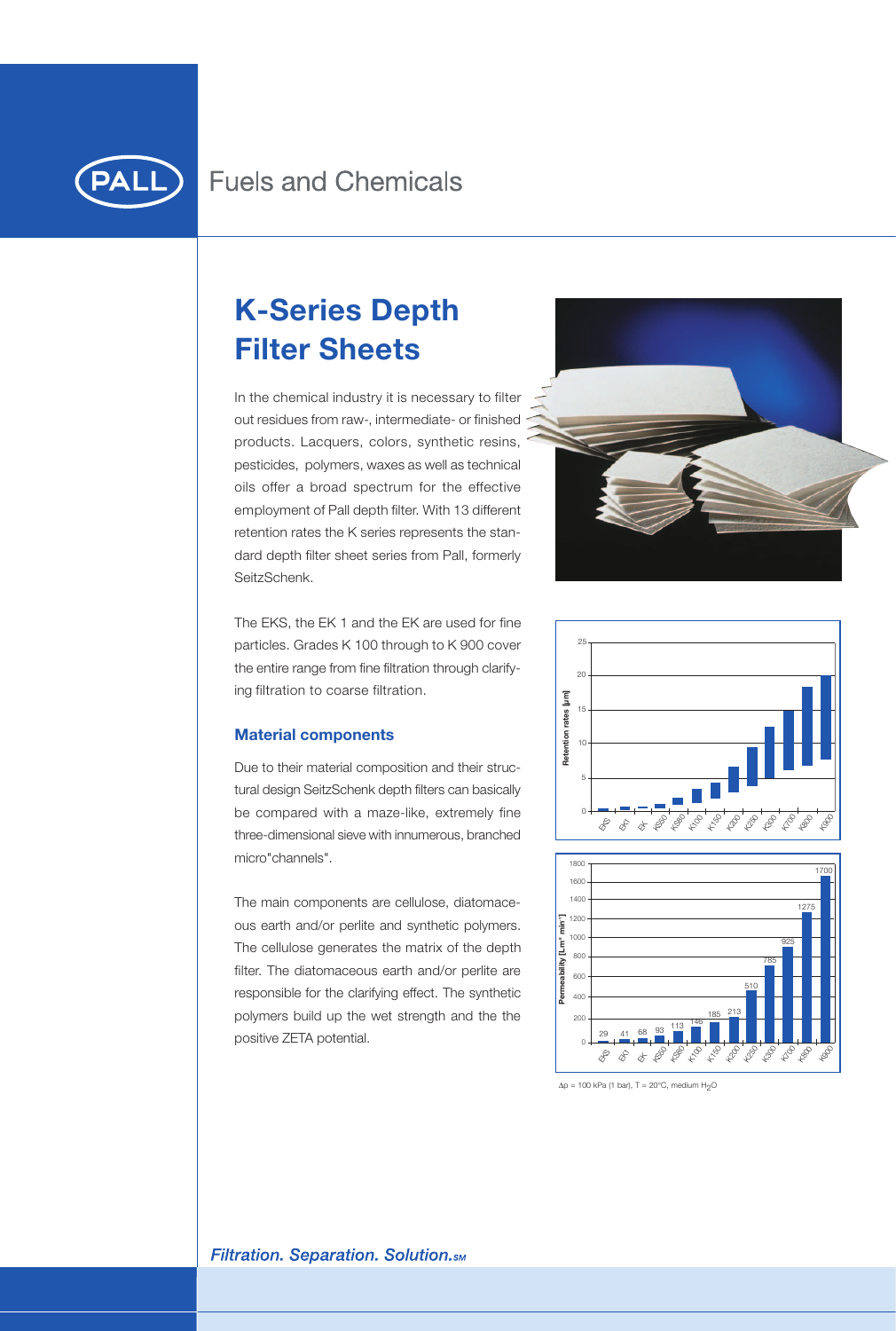Fuels and Chemicals

# K-Series Depth Filter Sheets

In the chemical industry it is necessary to filter out residues from raw-, intermediate- or finished products. Lacquers, colors, synthetic resins, pesticides, polymers, waxes as well as technical oils offer a broad spectrum for the effective employment of Pall depth filter. With 13 different retention rates the K series represents the standard depth filter sheet series from Pall, formerly SeitzSchenk.

The EKS, the EK 1 and the EK are used for fine particles. Grades K 100 through to K 900 cover the entire range from fine filtration through clarifying filtration to coarse filtration.

## Material components

Due to their material composition and their structural design SeitzSchenk depth filters can basically be compared with a maze-like, extremely fine three-dimensional sieve with innumerous, branched micro"channels".

The main components are cellulose, diatomaceous earth and/or perlite and synthetic polymers. The cellulose generates the matrix of the depth filter. The diatomaceous earth and/or perlite are responsible for the clarifying effect. The synthetic polymers build up the wet strength and the the positive ZETA potential.

| Grade | EKS | EK1 | EK | KS50 | KS80 | K100 | K150 | K200 | K250 | K300 | K700 | K800 | K900 |
|---|---|---|---|---|---|---|---|---|---|---|---|---|---|
| Permeability [L/m² min] | 29 | 41 | 68 | 93 | 113 | 146 | 185 | 213 | 510 | 785 | 925 | 1275 | 1700 |

$\Delta p$ = 100 kPa (1 bar), T = 20°C, medium $H_2O$

*Filtration. Separation. Solution.SM*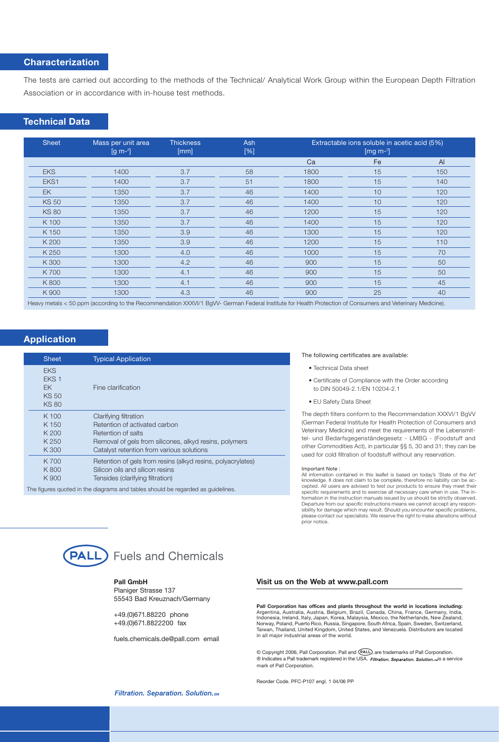## Characterization

The tests are carried out according to the methods of the Technical/ Analytical Work Group within the European Depth Filtration Association or in accordance with in-house test methods.

## Technical Data

| Sheet | Mass per unit area [g m$^{-2}$] | Thickness [mm] | Ash [%] | Extractable ions soluble in acetic acid (5%) [mg m$^{-2}$] | | |
|---|---|---|---|---|---|---|
| | | | | Ca | Fe | Al |
| EKS | 1400 | 3.7 | 58 | 1800 | 15 | 150 |
| EKS1 | 1400 | 3.7 | 51 | 1800 | 15 | 140 |
| EK | 1350 | 3.7 | 46 | 1400 | 10 | 120 |
| KS 50 | 1350 | 3.7 | 46 | 1400 | 10 | 120 |
| KS 80 | 1350 | 3.7 | 46 | 1200 | 15 | 120 |
| K 100 | 1350 | 3.7 | 46 | 1400 | 15 | 120 |
| K 150 | 1350 | 3.9 | 46 | 1300 | 15 | 120 |
| K 200 | 1350 | 3.9 | 46 | 1200 | 15 | 110 |
| K 250 | 1300 | 4.0 | 46 | 1000 | 15 | 70 |
| K 300 | 1300 | 4.2 | 46 | 900 | 15 | 50 |
| K 700 | 1300 | 4.1 | 46 | 900 | 15 | 50 |
| K 800 | 1300 | 4.1 | 46 | 900 | 15 | 45 |
| K 900 | 1300 | 4.3 | 46 | 900 | 25 | 40 |

Heavy metals < 50 ppm (according to the Recommendation XXXVI/1 BgVV- German Federal Institute for Health Protection of Consumers and Veterinary Medicine).

## Application

| Sheet | Typical Application |
|---|---|
| EKS<br>EKS 1<br>EK<br>KS 50<br>KS 80 | Fine clarification |
| K 100<br>K 150<br>K 200<br>K 250<br>K 300 | Clarifying filtration<br>Retention of activated carbon<br>Retention of salts<br>Removal of gels from silicones, alkyd resins, polymers<br>Catalyst retention from various solutions |
| K 700<br>K 800<br>K 900 | Retention of gels from resins (alkyd resins, polyacrylates)<br>Silicon oils and silicon resins<br>Tensides (clarifying filtration) |

The figures quoted in the diagrams and tables should be regarded as guidelines.

The following certificates are available:

- Technical Data sheet
- Certificate of Compliance with the Order according to DIN 50049-2.1/EN 10204-2.1
- EU Safety Data Sheet

The depth filters conform to the Recommendation XXXVI/1 BgVV (German Federal Institute for Health Protection of Consumers and Veterinary Medicine) and meet the requirements of the Lebensmittel- und Bedarfsgegenständegesetz - LMBG - (Foodstuff and other Commodities Act), in particular §§ 5, 30 and 31; they can be used for cold filtration of foodstuff without any reservation.

Important Note :
All information contained in this leaflet is based on today's 'State of the Art' knowledge. It does not claim to be complete, therefore no liability can be accepted. All users are advised to test our products to ensure they meet their specific requirements and to exercise all necessary care when in use. The information in the instruction manuals issued by us should be strictly observed. Departure from our specific instructions means we cannot accept any responsibility for damage which may result. Should you encounter specific problems, please contact our specialists. We reserve the right to make alterations without prior notice.

PALL Fuels and Chemicals

**Pall GmbH**
Planiger Strasse 137
55543 Bad Kreuznach/Germany

+49.(0)671.88220 phone
+49.(0)671.8822200 fax

fuels.chemicals.de@pall.com email

**Visit us on the Web at www.pall.com**

**Pall Corporation has offices and plants throughout the world in locations including:** Argentina, Australia, Austria, Belgium, Brazil, Canada, China, France, Germany, India, Indonesia, Ireland, Italy, Japan, Korea, Malaysia, Mexico, the Netherlands, New Zealand, Norway, Poland, Puerto Rico, Russia, Singapore, South Africa, Spain, Sweden, Switzerland, Taiwan, Thailand, United Kingdom, United States, and Venezuela. Distributors are located in all major industrial areas of the world.

© Copyright 2006, Pall Corporation. Pall and PALL are trademarks of Pall Corporation. ® Indicates a Pall trademark registered in the USA. *Filtration. Separation. Solution.*SM is a service mark of Pall Corporation.

Reorder Code. PFC-P107 engl. 1 04/06 PP

*Filtration. Separation. Solution.*SM